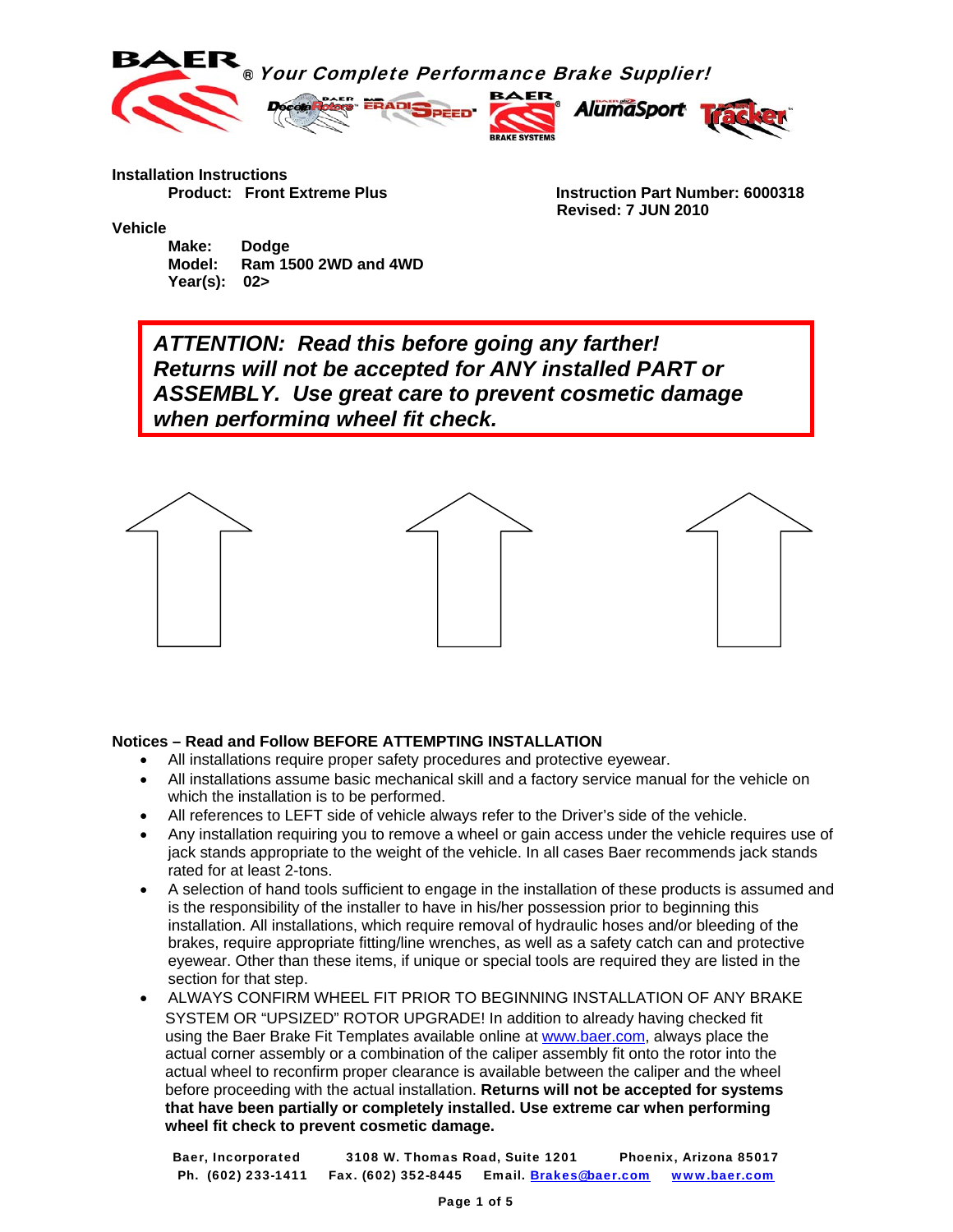**BAER** ® *Your Complete Performance Brake Supplier!*

**Installation Instructions**

**Product: Front Extreme Plus**

**Instruction Part Number: 6000318**
**Revised: 7 JUN 2010**

**Vehicle**

**Make: Dodge**
**Model: Ram 1500 2WD and 4WD**
**Year(s): 02>**

***ATTENTION: Read this before going any farther! Returns will not be accepted for ANY installed PART or ASSEMBLY. Use great care to prevent cosmetic damage when performing wheel fit check.***

**Notices – Read and Follow BEFORE ATTEMPTING INSTALLATION**

- All installations require proper safety procedures and protective eyewear.
- All installations assume basic mechanical skill and a factory service manual for the vehicle on which the installation is to be performed.
- All references to LEFT side of vehicle always refer to the Driver's side of the vehicle.
- Any installation requiring you to remove a wheel or gain access under the vehicle requires use of jack stands appropriate to the weight of the vehicle. In all cases Baer recommends jack stands rated for at least 2-tons.
- A selection of hand tools sufficient to engage in the installation of these products is assumed and is the responsibility of the installer to have in his/her possession prior to beginning this installation. All installations, which require removal of hydraulic hoses and/or bleeding of the brakes, require appropriate fitting/line wrenches, as well as a safety catch can and protective eyewear. Other than these items, if unique or special tools are required they are listed in the section for that step.
- ALWAYS CONFIRM WHEEL FIT PRIOR TO BEGINNING INSTALLATION OF ANY BRAKE SYSTEM OR "UPSIZED" ROTOR UPGRADE! In addition to already having checked fit using the Baer Brake Fit Templates available online at www.baer.com, always place the actual corner assembly or a combination of the caliper assembly fit onto the rotor into the actual wheel to reconfirm proper clearance is available between the caliper and the wheel before proceeding with the actual installation. **Returns will not be accepted for systems that have been partially or completely installed. Use extreme car when performing wheel fit check to prevent cosmetic damage.**

Baer, Incorporated    3108 W. Thomas Road, Suite 1201    Phoenix, Arizona 85017
Ph. (602) 233-1411    Fax. (602) 352-8445    Email. Brakes@baer.com    www.baer.com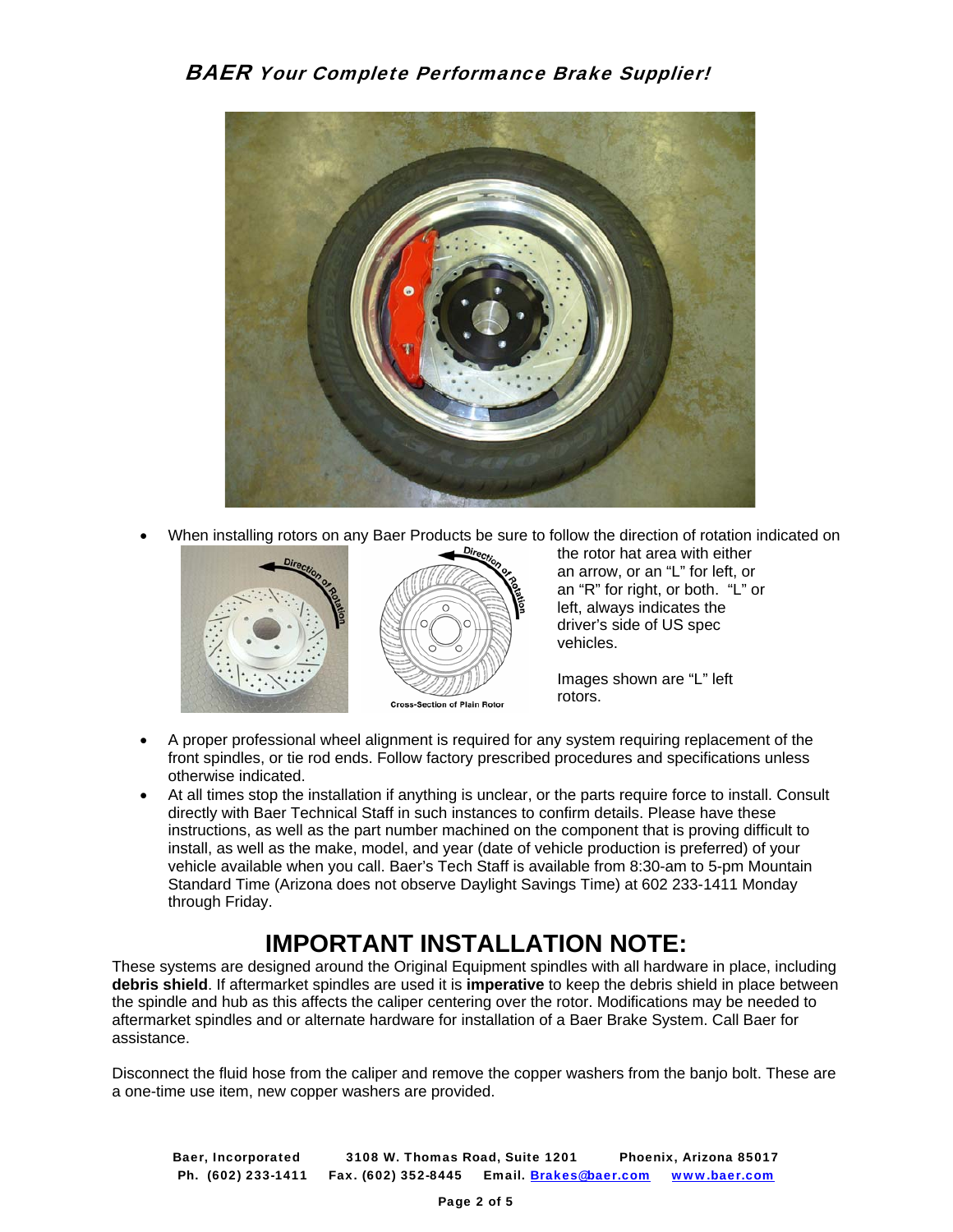- When installing rotors on any Baer Products be sure to follow the direction of rotation indicated on the rotor hat area with either an arrow, or an "L" for left, or an "R" for right, or both. "L" or left, always indicates the driver's side of US spec vehicles.

  Images shown are "L" left rotors.

- A proper professional wheel alignment is required for any system requiring replacement of the front spindles, or tie rod ends. Follow factory prescribed procedures and specifications unless otherwise indicated.
- At all times stop the installation if anything is unclear, or the parts require force to install. Consult directly with Baer Technical Staff in such instances to confirm details. Please have these instructions, as well as the part number machined on the component that is proving difficult to install, as well as the make, model, and year (date of vehicle production is preferred) of your vehicle available when you call. Baer's Tech Staff is available from 8:30-am to 5-pm Mountain Standard Time (Arizona does not observe Daylight Savings Time) at 602 233-1411 Monday through Friday.

# IMPORTANT INSTALLATION NOTE:

These systems are designed around the Original Equipment spindles with all hardware in place, including **debris shield**. If aftermarket spindles are used it is **imperative** to keep the debris shield in place between the spindle and hub as this affects the caliper centering over the rotor. Modifications may be needed to aftermarket spindles and or alternate hardware for installation of a Baer Brake System. Call Baer for assistance.

Disconnect the fluid hose from the caliper and remove the copper washers from the banjo bolt. These are a one-time use item, new copper washers are provided.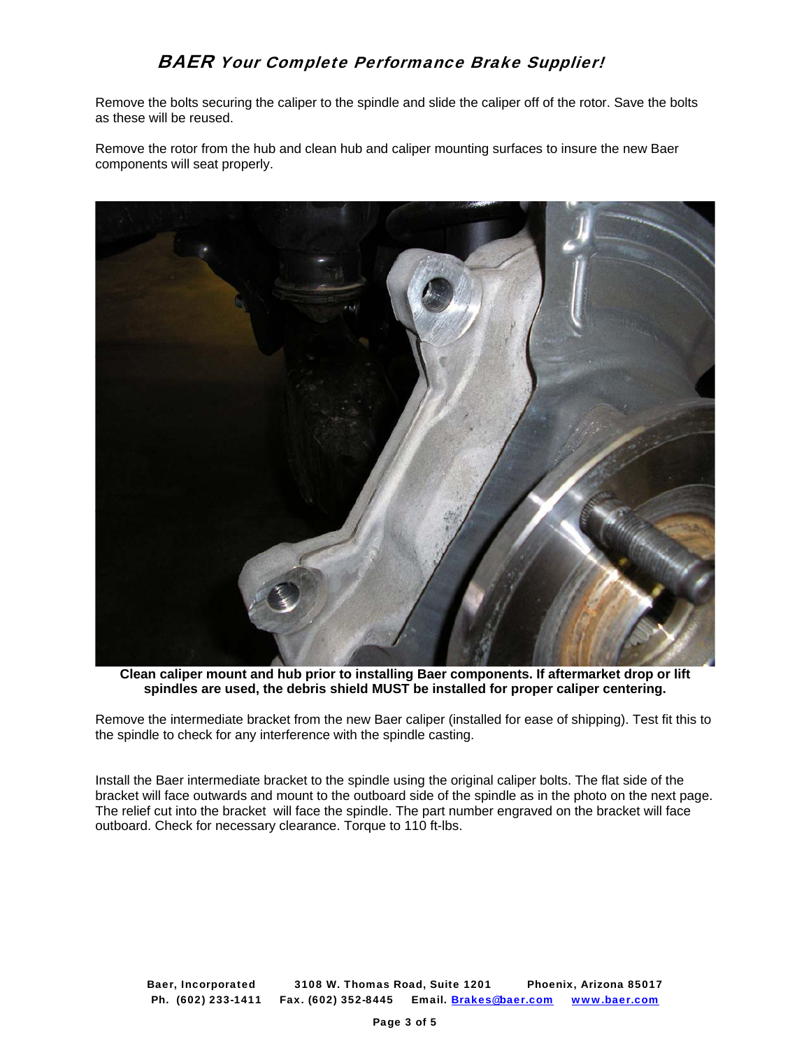Remove the bolts securing the caliper to the spindle and slide the caliper off of the rotor. Save the bolts as these will be reused.

Remove the rotor from the hub and clean hub and caliper mounting surfaces to insure the new Baer components will seat properly.

**Clean caliper mount and hub prior to installing Baer components. If aftermarket drop or lift spindles are used, the debris shield MUST be installed for proper caliper centering.**

Remove the intermediate bracket from the new Baer caliper (installed for ease of shipping). Test fit this to the spindle to check for any interference with the spindle casting.

Install the Baer intermediate bracket to the spindle using the original caliper bolts. The flat side of the bracket will face outwards and mount to the outboard side of the spindle as in the photo on the next page. The relief cut into the bracket will face the spindle. The part number engraved on the bracket will face outboard. Check for necessary clearance. Torque to 110 ft-lbs.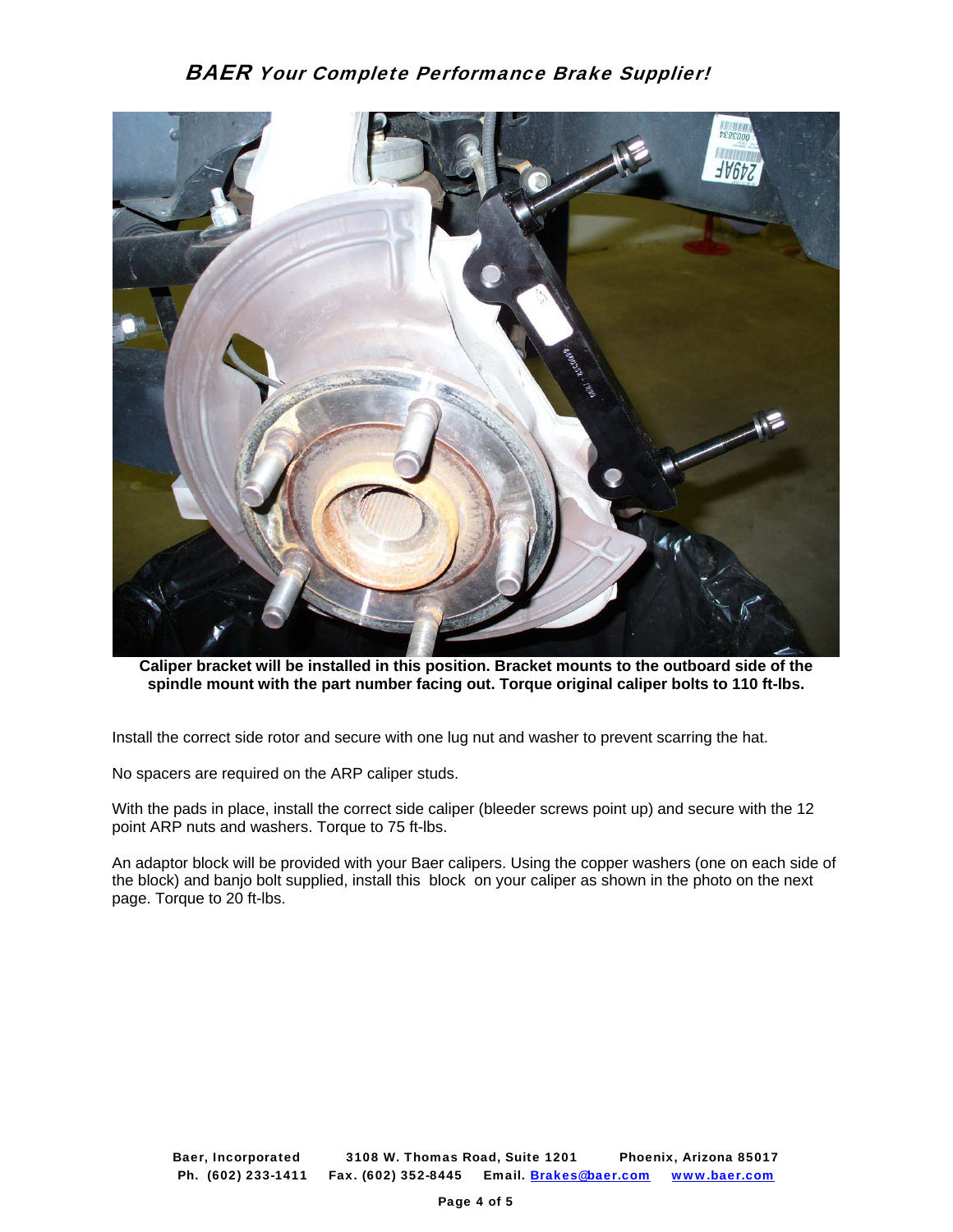**Caliper bracket will be installed in this position. Bracket mounts to the outboard side of the spindle mount with the part number facing out. Torque original caliper bolts to 110 ft-lbs.**

Install the correct side rotor and secure with one lug nut and washer to prevent scarring the hat.

No spacers are required on the ARP caliper studs.

With the pads in place, install the correct side caliper (bleeder screws point up) and secure with the 12 point ARP nuts and washers. Torque to 75 ft-lbs.

An adaptor block will be provided with your Baer calipers. Using the copper washers (one on each side of the block) and banjo bolt supplied, install this block on your caliper as shown in the photo on the next page. Torque to 20 ft-lbs.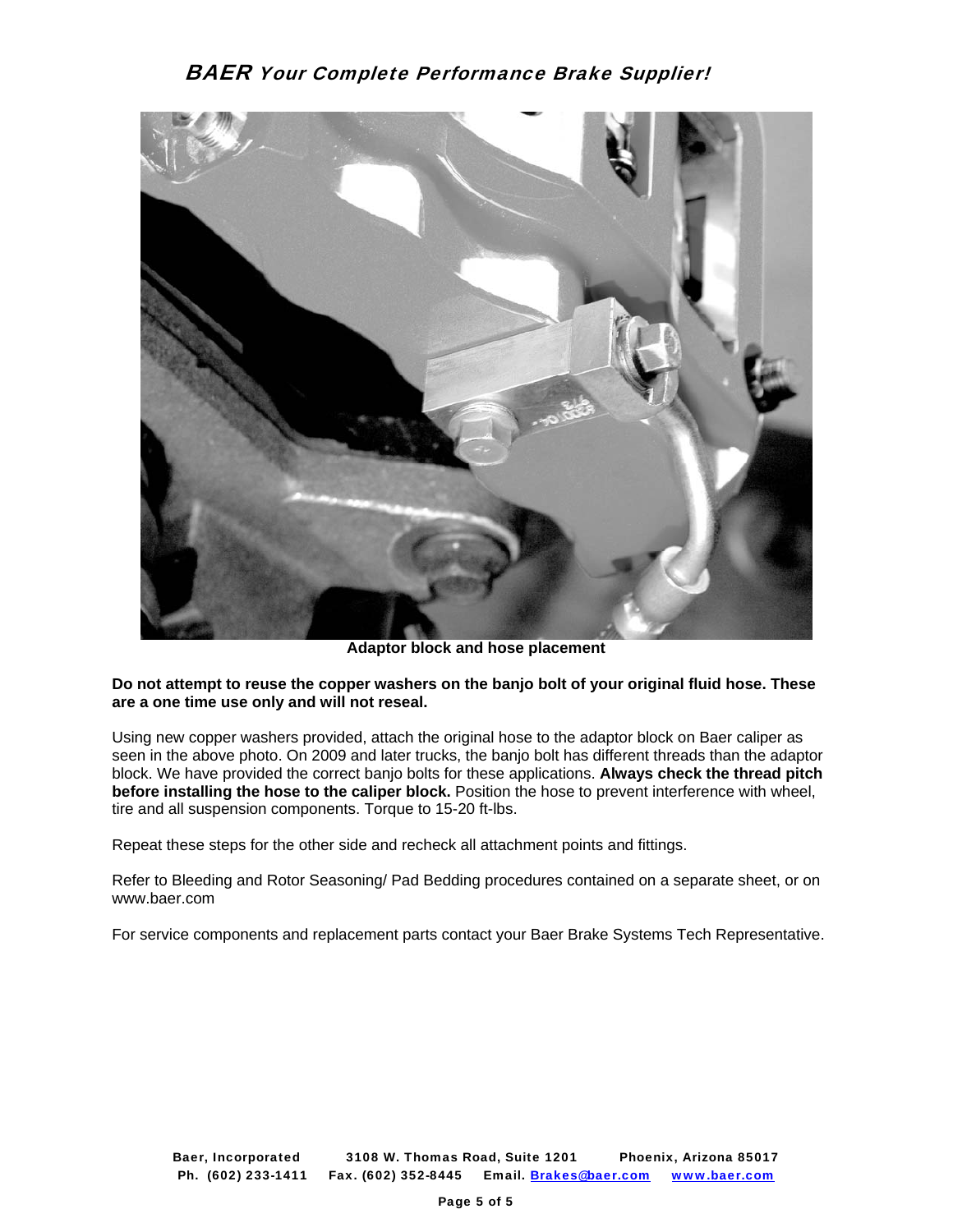Adaptor block and hose placement

**Do not attempt to reuse the copper washers on the banjo bolt of your original fluid hose. These are a one time use only and will not reseal.**

Using new copper washers provided, attach the original hose to the adaptor block on Baer caliper as seen in the above photo. On 2009 and later trucks, the banjo bolt has different threads than the adaptor block. We have provided the correct banjo bolts for these applications. **Always check the thread pitch before installing the hose to the caliper block.** Position the hose to prevent interference with wheel, tire and all suspension components. Torque to 15-20 ft-lbs.

Repeat these steps for the other side and recheck all attachment points and fittings.

Refer to Bleeding and Rotor Seasoning/ Pad Bedding procedures contained on a separate sheet, or on www.baer.com

For service components and replacement parts contact your Baer Brake Systems Tech Representative.